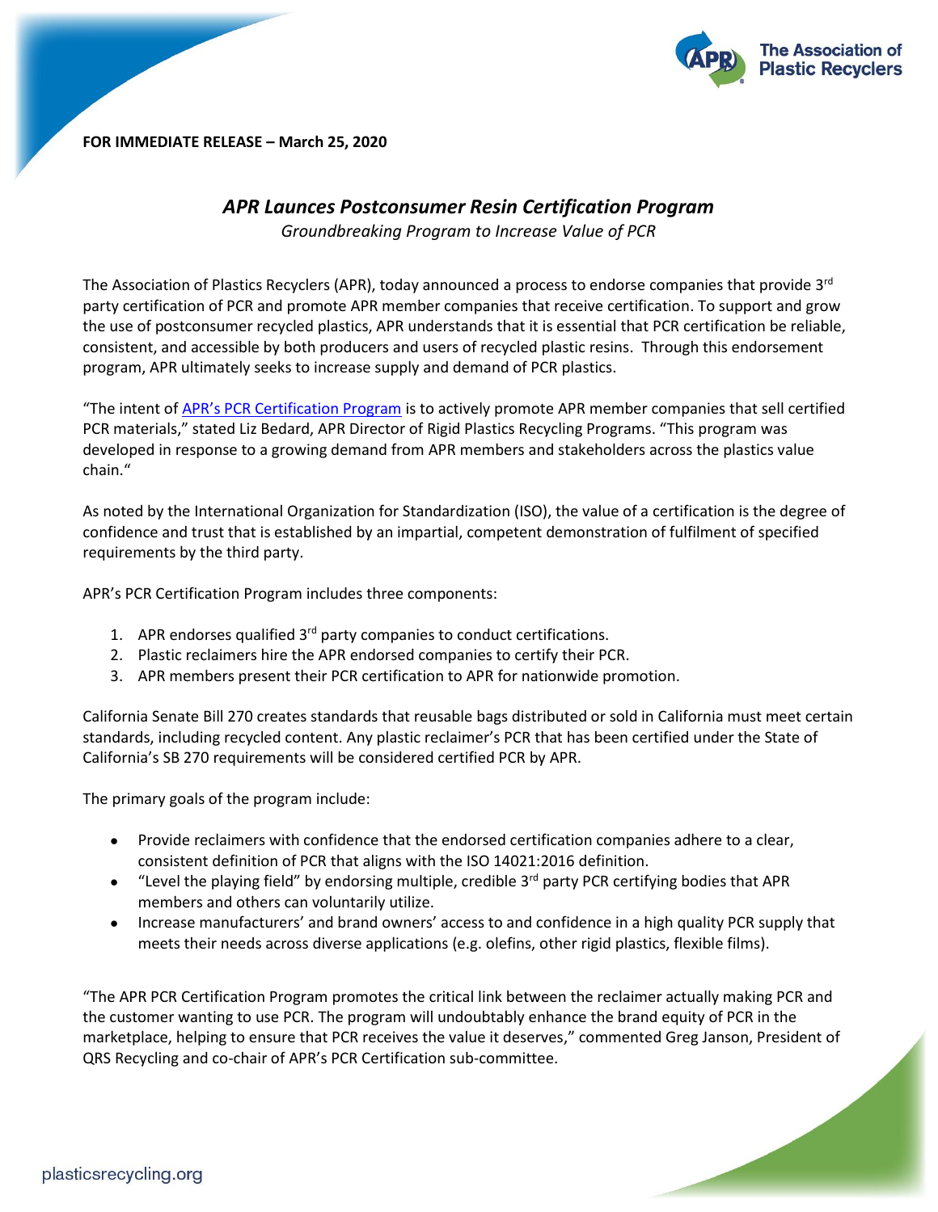**FOR IMMEDIATE RELEASE – March 25, 2020**

# *APR Launces Postconsumer Resin Certification Program*

*Groundbreaking Program to Increase Value of PCR*

The Association of Plastics Recyclers (APR), today announced a process to endorse companies that provide 3rd party certification of PCR and promote APR member companies that receive certification. To support and grow the use of postconsumer recycled plastics, APR understands that it is essential that PCR certification be reliable, consistent, and accessible by both producers and users of recycled plastic resins. Through this endorsement program, APR ultimately seeks to increase supply and demand of PCR plastics.

"The intent of APR's PCR Certification Program is to actively promote APR member companies that sell certified PCR materials," stated Liz Bedard, APR Director of Rigid Plastics Recycling Programs. "This program was developed in response to a growing demand from APR members and stakeholders across the plastics value chain."

As noted by the International Organization for Standardization (ISO), the value of a certification is the degree of confidence and trust that is established by an impartial, competent demonstration of fulfilment of specified requirements by the third party.

APR's PCR Certification Program includes three components:

1. APR endorses qualified 3rd party companies to conduct certifications.
2. Plastic reclaimers hire the APR endorsed companies to certify their PCR.
3. APR members present their PCR certification to APR for nationwide promotion.

California Senate Bill 270 creates standards that reusable bags distributed or sold in California must meet certain standards, including recycled content. Any plastic reclaimer's PCR that has been certified under the State of California's SB 270 requirements will be considered certified PCR by APR.

The primary goals of the program include:

- Provide reclaimers with confidence that the endorsed certification companies adhere to a clear, consistent definition of PCR that aligns with the ISO 14021:2016 definition.
- "Level the playing field" by endorsing multiple, credible 3rd party PCR certifying bodies that APR members and others can voluntarily utilize.
- Increase manufacturers' and brand owners' access to and confidence in a high quality PCR supply that meets their needs across diverse applications (e.g. olefins, other rigid plastics, flexible films).

"The APR PCR Certification Program promotes the critical link between the reclaimer actually making PCR and the customer wanting to use PCR. The program will undoubtably enhance the brand equity of PCR in the marketplace, helping to ensure that PCR receives the value it deserves," commented Greg Janson, President of QRS Recycling and co-chair of APR's PCR Certification sub-committee.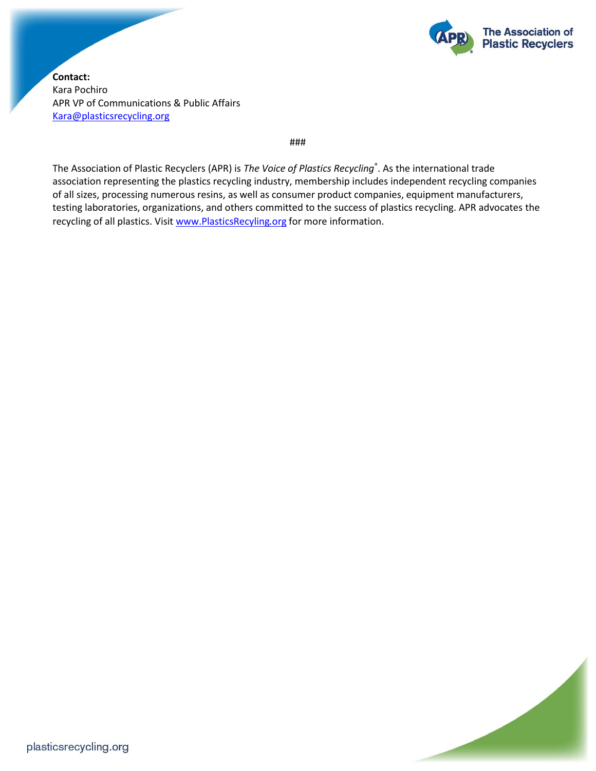**Contact:**
Kara Pochiro
APR VP of Communications & Public Affairs
Kara@plasticsrecycling.org

###

The Association of Plastic Recyclers (APR) is *The Voice of Plastics Recycling*®. As the international trade association representing the plastics recycling industry, membership includes independent recycling companies of all sizes, processing numerous resins, as well as consumer product companies, equipment manufacturers, testing laboratories, organizations, and others committed to the success of plastics recycling. APR advocates the recycling of all plastics. Visit www.PlasticsRecyling.org for more information.